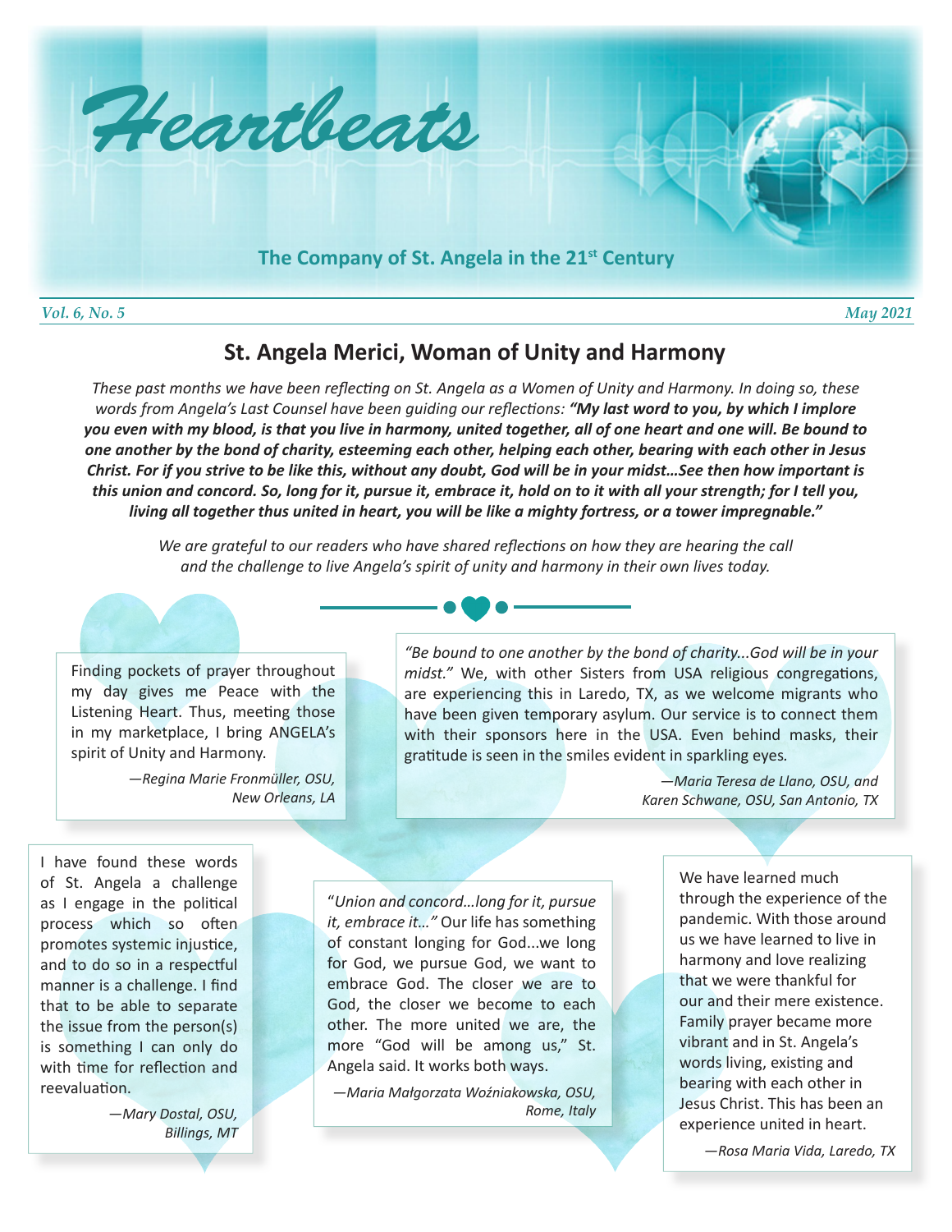# Heartbeats

**The Company of St. Angela in the 21st Century**

*Vol. 6, No. 5* *May 2021*

## St. Angela Merici, Woman of Unity and Harmony

*These past months we have been reflecting on St. Angela as a Women of Unity and Harmony. In doing so, these words from Angela's Last Counsel have been guiding our reflections:* ***"My last word to you, by which I implore you even with my blood, is that you live in harmony, united together, all of one heart and one will. Be bound to one another by the bond of charity, esteeming each other, helping each other, bearing with each other in Jesus Christ. For if you strive to be like this, without any doubt, God will be in your midst…See then how important is this union and concord. So, long for it, pursue it, embrace it, hold on to it with all your strength; for I tell you, living all together thus united in heart, you will be like a mighty fortress, or a tower impregnable."***

*We are grateful to our readers who have shared reflections on how they are hearing the call and the challenge to live Angela's spirit of unity and harmony in their own lives today.*

---

Finding pockets of prayer throughout my day gives me Peace with the Listening Heart. Thus, meeting those in my marketplace, I bring ANGELA's spirit of Unity and Harmony.

*—Regina Marie Fronmüller, OSU, New Orleans, LA*

---

*"Be bound to one another by the bond of charity...God will be in your midst."* We, with other Sisters from USA religious congregations, are experiencing this in Laredo, TX, as we welcome migrants who have been given temporary asylum. Our service is to connect them with their sponsors here in the USA. Even behind masks, their gratitude is seen in the smiles evident in sparkling eyes.

*—Maria Teresa de Llano, OSU, and Karen Schwane, OSU, San Antonio, TX*

---

I have found these words of St. Angela a challenge as I engage in the political process which so often promotes systemic injustice, and to do so in a respectful manner is a challenge. I find that to be able to separate the issue from the person(s) is something I can only do with time for reflection and reevaluation.

*—Mary Dostal, OSU, Billings, MT*

---

"*Union and concord…long for it, pursue it, embrace it…"* Our life has something of constant longing for God...we long for God, we pursue God, we want to embrace God. The closer we are to God, the closer we become to each other. The more united we are, the more "God will be among us," St. Angela said. It works both ways.

*—Maria Małgorzata Woźniakowska, OSU, Rome, Italy*

---

We have learned much through the experience of the pandemic. With those around us we have learned to live in harmony and love realizing that we were thankful for our and their mere existence. Family prayer became more vibrant and in St. Angela's words living, existing and bearing with each other in Jesus Christ. This has been an experience united in heart.

*—Rosa Maria Vida, Laredo, TX*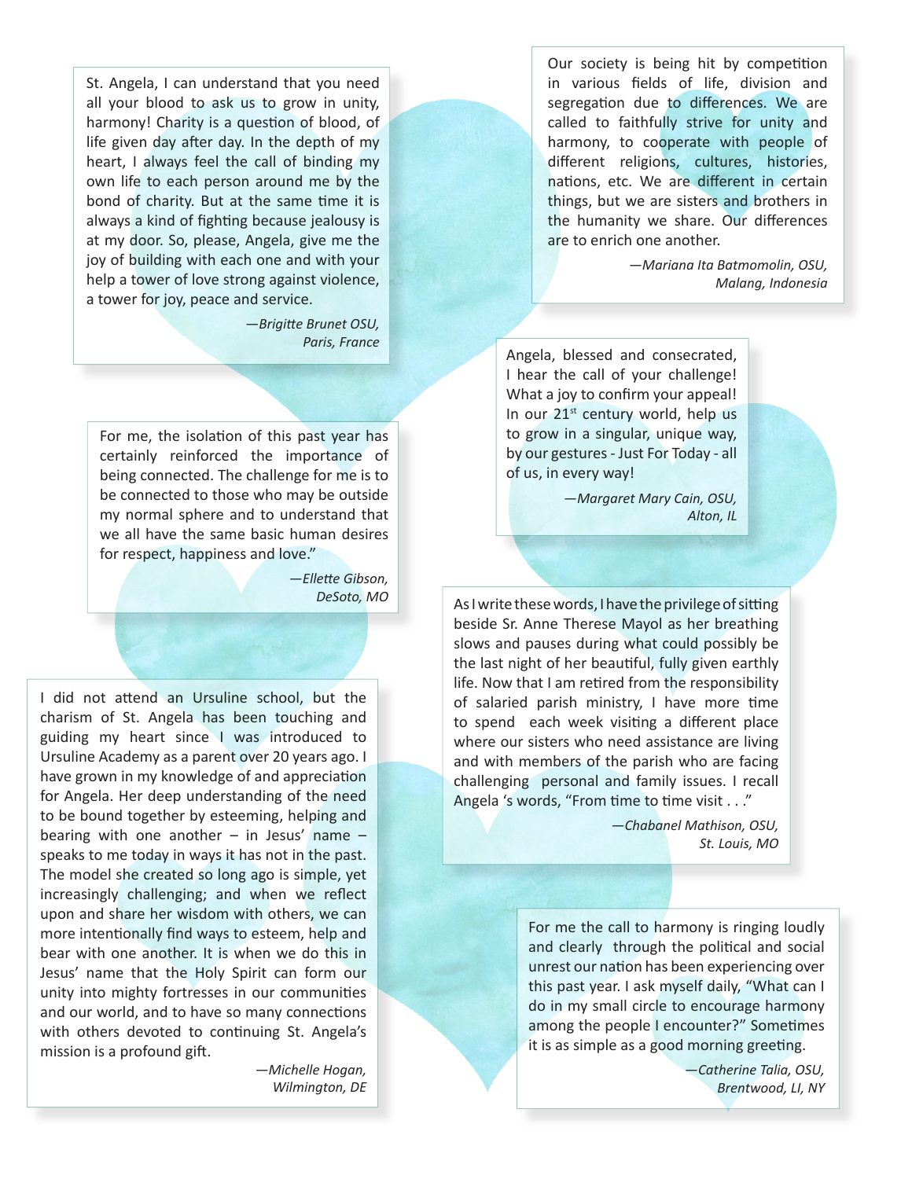St. Angela, I can understand that you need all your blood to ask us to grow in unity, harmony! Charity is a question of blood, of life given day after day. In the depth of my heart, I always feel the call of binding my own life to each person around me by the bond of charity. But at the same time it is always a kind of fighting because jealousy is at my door. So, please, Angela, give me the joy of building with each one and with your help a tower of love strong against violence, a tower for joy, peace and service.

*—Brigitte Brunet OSU,*
*Paris, France*

Our society is being hit by competition in various fields of life, division and segregation due to differences. We are called to faithfully strive for unity and harmony, to cooperate with people of different religions, cultures, histories, nations, etc. We are different in certain things, but we are sisters and brothers in the humanity we share. Our differences are to enrich one another.

*—Mariana Ita Batmomolin, OSU,*
*Malang, Indonesia*

For me, the isolation of this past year has certainly reinforced the importance of being connected. The challenge for me is to be connected to those who may be outside my normal sphere and to understand that we all have the same basic human desires for respect, happiness and love."

*—Ellette Gibson,*
*DeSoto, MO*

Angela, blessed and consecrated, I hear the call of your challenge! What a joy to confirm your appeal! In our 21st century world, help us to grow in a singular, unique way, by our gestures - Just For Today - all of us, in every way!

*—Margaret Mary Cain, OSU,*
*Alton, IL*

As I write these words, I have the privilege of sitting beside Sr. Anne Therese Mayol as her breathing slows and pauses during what could possibly be the last night of her beautiful, fully given earthly life. Now that I am retired from the responsibility of salaried parish ministry, I have more time to spend each week visiting a different place where our sisters who need assistance are living and with members of the parish who are facing challenging personal and family issues. I recall Angela 's words, "From time to time visit . . ."

*—Chabanel Mathison, OSU,*
*St. Louis, MO*

I did not attend an Ursuline school, but the charism of St. Angela has been touching and guiding my heart since I was introduced to Ursuline Academy as a parent over 20 years ago. I have grown in my knowledge of and appreciation for Angela. Her deep understanding of the need to be bound together by esteeming, helping and bearing with one another – in Jesus' name – speaks to me today in ways it has not in the past. The model she created so long ago is simple, yet increasingly challenging; and when we reflect upon and share her wisdom with others, we can more intentionally find ways to esteem, help and bear with one another. It is when we do this in Jesus' name that the Holy Spirit can form our unity into mighty fortresses in our communities and our world, and to have so many connections with others devoted to continuing St. Angela's mission is a profound gift.

*—Michelle Hogan,*
*Wilmington, DE*

For me the call to harmony is ringing loudly and clearly through the political and social unrest our nation has been experiencing over this past year. I ask myself daily, "What can I do in my small circle to encourage harmony among the people I encounter?" Sometimes it is as simple as a good morning greeting.

*—Catherine Talia, OSU,*
*Brentwood, LI, NY*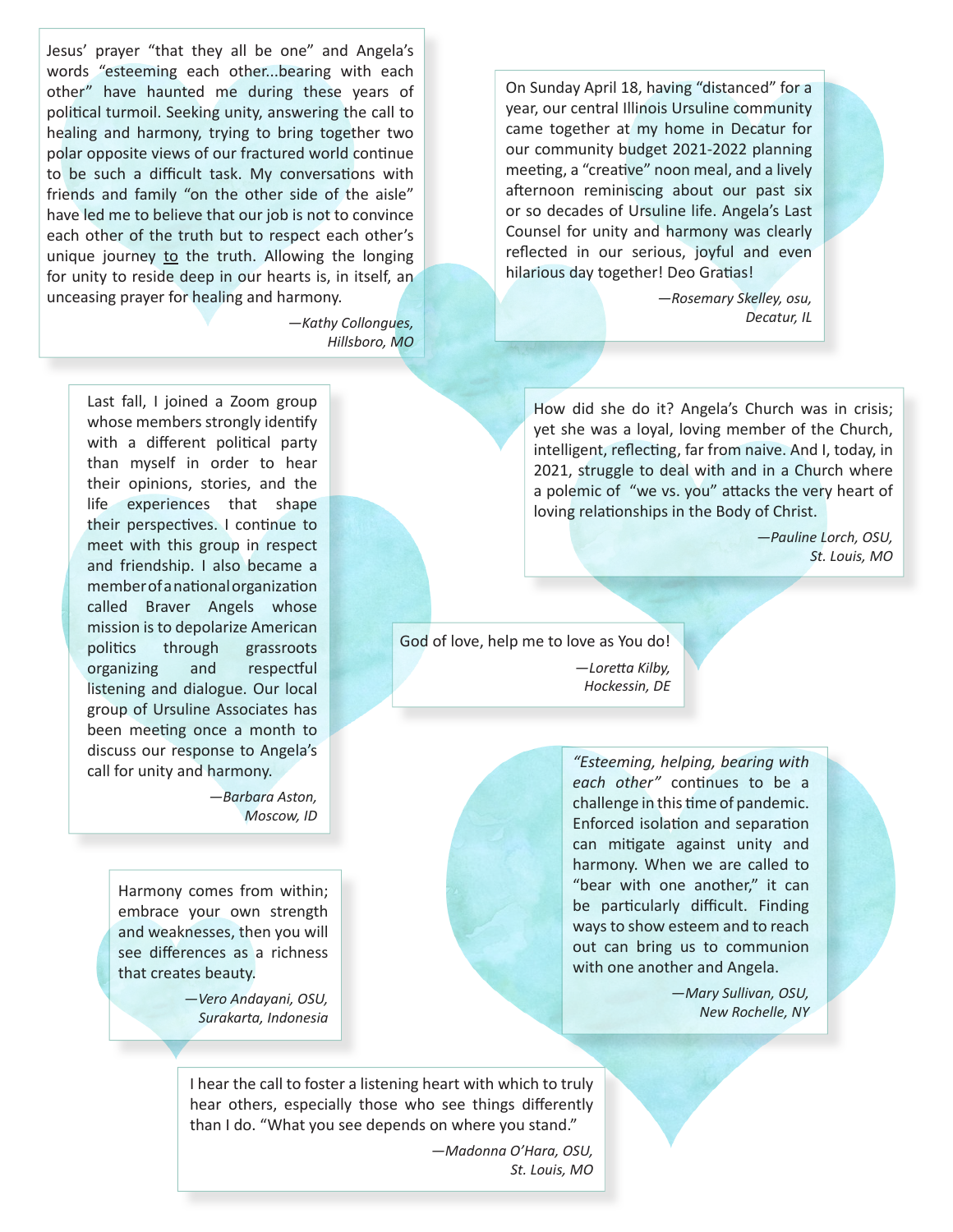Jesus' prayer "that they all be one" and Angela's words "esteeming each other...bearing with each other" have haunted me during these years of political turmoil. Seeking unity, answering the call to healing and harmony, trying to bring together two polar opposite views of our fractured world continue to be such a difficult task. My conversations with friends and family "on the other side of the aisle" have led me to believe that our job is not to convince each other of the truth but to respect each other's unique journey <u>to</u> the truth. Allowing the longing for unity to reside deep in our hearts is, in itself, an unceasing prayer for healing and harmony.

*—Kathy Collongues, Hillsboro, MO*

On Sunday April 18, having "distanced" for a year, our central Illinois Ursuline community came together at my home in Decatur for our community budget 2021-2022 planning meeting, a "creative" noon meal, and a lively afternoon reminiscing about our past six or so decades of Ursuline life. Angela's Last Counsel for unity and harmony was clearly reflected in our serious, joyful and even hilarious day together! Deo Gratias!

*—Rosemary Skelley, osu, Decatur, IL*

Last fall, I joined a Zoom group whose members strongly identify with a different political party than myself in order to hear their opinions, stories, and the life experiences that shape their perspectives. I continue to meet with this group in respect and friendship. I also became a member of a national organization called Braver Angels whose mission is to depolarize American politics through grassroots organizing and respectful listening and dialogue. Our local group of Ursuline Associates has been meeting once a month to discuss our response to Angela's call for unity and harmony.

*—Barbara Aston, Moscow, ID*

How did she do it? Angela's Church was in crisis; yet she was a loyal, loving member of the Church, intelligent, reflecting, far from naive. And I, today, in 2021, struggle to deal with and in a Church where a polemic of "we vs. you" attacks the very heart of loving relationships in the Body of Christ.

*—Pauline Lorch, OSU, St. Louis, MO*

God of love, help me to love as You do!

*—Loretta Kilby, Hockessin, DE*

*"Esteeming, helping, bearing with each other"* continues to be a challenge in this time of pandemic. Enforced isolation and separation can mitigate against unity and harmony. When we are called to "bear with one another," it can be particularly difficult. Finding ways to show esteem and to reach out can bring us to communion with one another and Angela.

*—Mary Sullivan, OSU, New Rochelle, NY*

Harmony comes from within; embrace your own strength and weaknesses, then you will see differences as a richness that creates beauty.

*—Vero Andayani, OSU, Surakarta, Indonesia*

I hear the call to foster a listening heart with which to truly hear others, especially those who see things differently than I do. "What you see depends on where you stand."

*—Madonna O'Hara, OSU, St. Louis, MO*